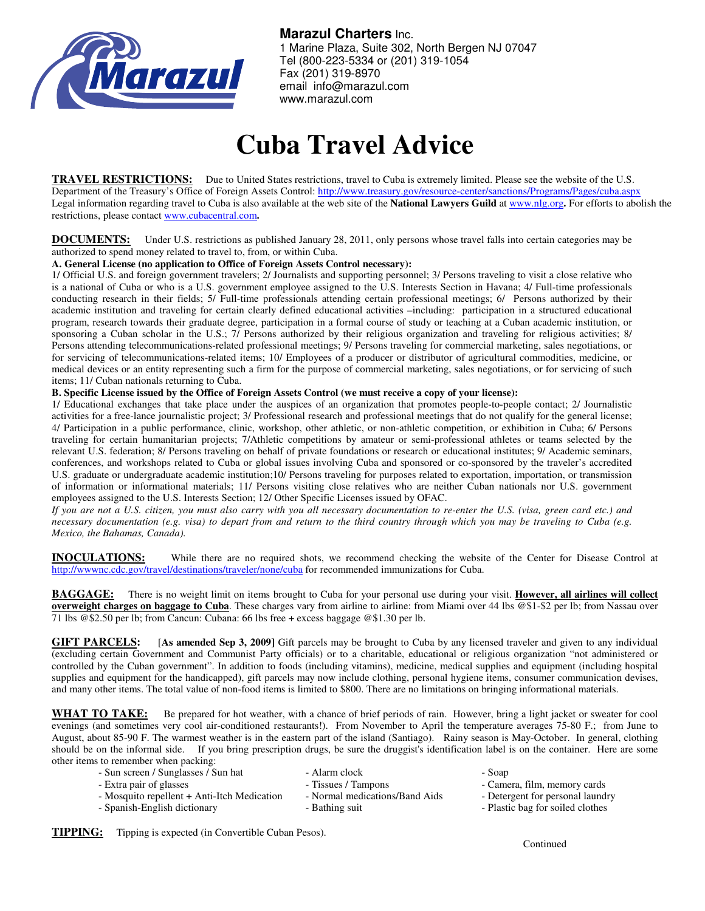**Marazul Charters** Inc.
1 Marine Plaza, Suite 302, North Bergen NJ 07047
Tel (800-223-5334 or (201) 319-1054
Fax (201) 319-8970
email info@marazul.com
www.marazul.com

# Cuba Travel Advice

**TRAVEL RESTRICTIONS:** Due to United States restrictions, travel to Cuba is extremely limited. Please see the website of the U.S. Department of the Treasury's Office of Foreign Assets Control: http://www.treasury.gov/resource-center/sanctions/Programs/Pages/cuba.aspx Legal information regarding travel to Cuba is also available at the web site of the **National Lawyers Guild** at www.nlg.org**.** For efforts to abolish the restrictions, please contact www.cubacentral.com**.**

**DOCUMENTS:** Under U.S. restrictions as published January 28, 2011, only persons whose travel falls into certain categories may be authorized to spend money related to travel to, from, or within Cuba.

**A. General License (no application to Office of Foreign Assets Control necessary):**

1/ Official U.S. and foreign government travelers; 2/ Journalists and supporting personnel; 3/ Persons traveling to visit a close relative who is a national of Cuba or who is a U.S. government employee assigned to the U.S. Interests Section in Havana; 4/ Full-time professionals conducting research in their fields; 5/ Full-time professionals attending certain professional meetings; 6/ Persons authorized by their academic institution and traveling for certain clearly defined educational activities –including: participation in a structured educational program, research towards their graduate degree, participation in a formal course of study or teaching at a Cuban academic institution, or sponsoring a Cuban scholar in the U.S.; 7/ Persons authorized by their religious organization and traveling for religious activities; 8/ Persons attending telecommunications-related professional meetings; 9/ Persons traveling for commercial marketing, sales negotiations, or for servicing of telecommunications-related items; 10/ Employees of a producer or distributor of agricultural commodities, medicine, or medical devices or an entity representing such a firm for the purpose of commercial marketing, sales negotiations, or for servicing of such items; 11/ Cuban nationals returning to Cuba.

**B. Specific License issued by the Office of Foreign Assets Control (we must receive a copy of your license):**

1/ Educational exchanges that take place under the auspices of an organization that promotes people-to-people contact; 2/ Journalistic activities for a free-lance journalistic project; 3/ Professional research and professional meetings that do not qualify for the general license; 4/ Participation in a public performance, clinic, workshop, other athletic, or non-athletic competition, or exhibition in Cuba; 6/ Persons traveling for certain humanitarian projects; 7/Athletic competitions by amateur or semi-professional athletes or teams selected by the relevant U.S. federation; 8/ Persons traveling on behalf of private foundations or research or educational institutes; 9/ Academic seminars, conferences, and workshops related to Cuba or global issues involving Cuba and sponsored or co-sponsored by the traveler's accredited U.S. graduate or undergraduate academic institution;10/ Persons traveling for purposes related to exportation, importation, or transmission of information or informational materials; 11/ Persons visiting close relatives who are neither Cuban nationals nor U.S. government employees assigned to the U.S. Interests Section; 12/ Other Specific Licenses issued by OFAC.

*If you are not a U.S. citizen, you must also carry with you all necessary documentation to re-enter the U.S. (visa, green card etc.) and necessary documentation (e.g. visa) to depart from and return to the third country through which you may be traveling to Cuba (e.g. Mexico, the Bahamas, Canada).*

**INOCULATIONS:** While there are no required shots, we recommend checking the website of the Center for Disease Control at http://wwwnc.cdc.gov/travel/destinations/traveler/none/cuba for recommended immunizations for Cuba.

**BAGGAGE:** There is no weight limit on items brought to Cuba for your personal use during your visit. **However, all airlines will collect overweight charges on baggage to Cuba**. These charges vary from airline to airline: from Miami over 44 lbs @$1-$2 per lb; from Nassau over 71 lbs @$2.50 per lb; from Cancun: Cubana: 66 lbs free + excess baggage @$1.30 per lb.

**GIFT PARCELS:** [**As amended Sep 3, 2009]** Gift parcels may be brought to Cuba by any licensed traveler and given to any individual (excluding certain Government and Communist Party officials) or to a charitable, educational or religious organization "not administered or controlled by the Cuban government". In addition to foods (including vitamins), medicine, medical supplies and equipment (including hospital supplies and equipment for the handicapped), gift parcels may now include clothing, personal hygiene items, consumer communication devises, and many other items. The total value of non-food items is limited to $800. There are no limitations on bringing informational materials.

**WHAT TO TAKE:** Be prepared for hot weather, with a chance of brief periods of rain. However, bring a light jacket or sweater for cool evenings (and sometimes very cool air-conditioned restaurants!). From November to April the temperature averages 75-80 F.; from June to August, about 85-90 F. The warmest weather is in the eastern part of the island (Santiago). Rainy season is May-October. In general, clothing should be on the informal side. If you bring prescription drugs, be sure the druggist's identification label is on the container. Here are some other items to remember when packing:

- Sun screen / Sunglasses / Sun hat
- Extra pair of glasses
- Mosquito repellent + Anti-Itch Medication
- Spanish-English dictionary
- Alarm clock
- Tissues / Tampons
- Normal medications/Band Aids
- Bathing suit
- Soap
- Camera, film, memory cards
- Detergent for personal laundry
- Plastic bag for soiled clothes

**TIPPING:** Tipping is expected (in Convertible Cuban Pesos).

Continued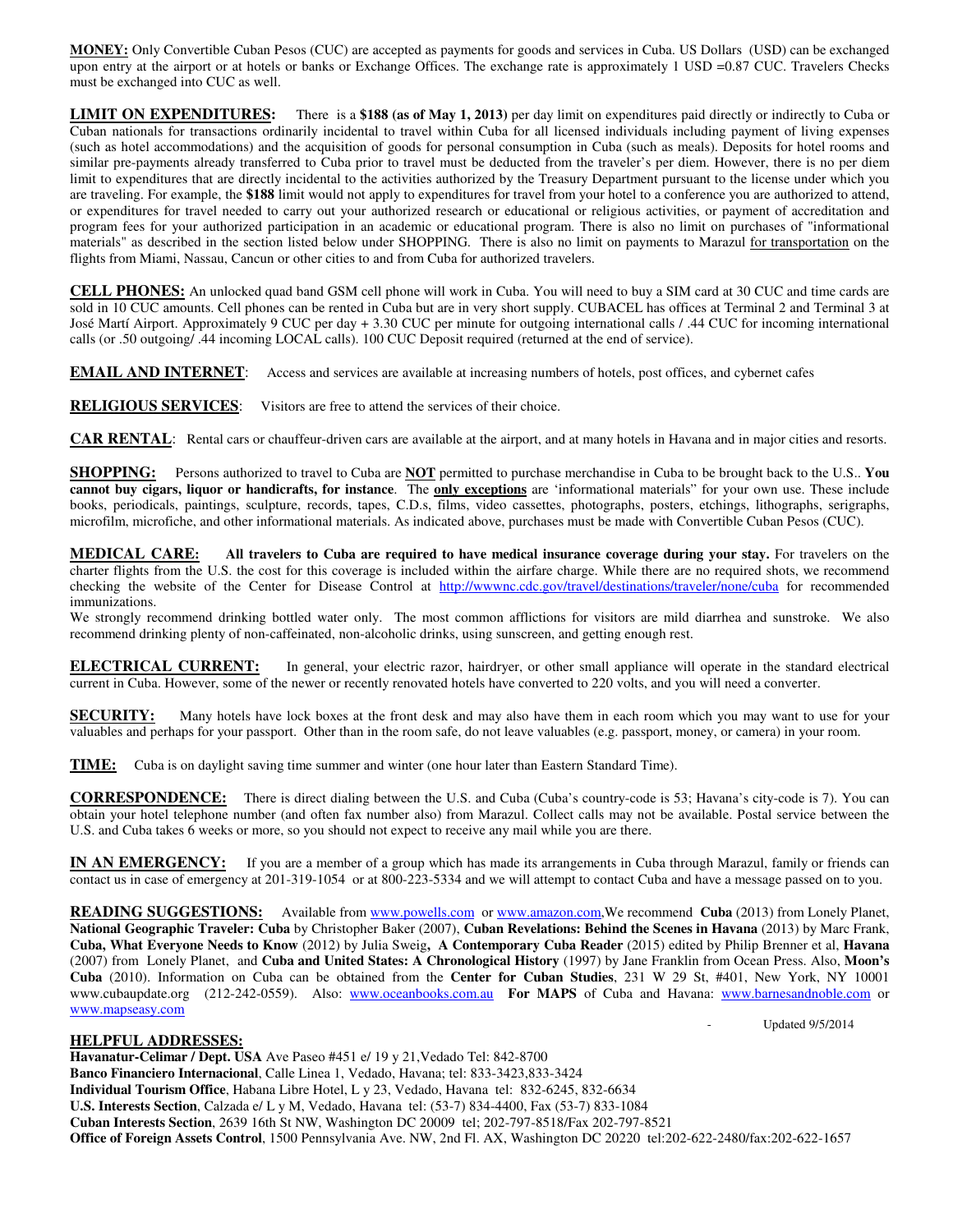**MONEY:** Only Convertible Cuban Pesos (CUC) are accepted as payments for goods and services in Cuba. US Dollars (USD) can be exchanged upon entry at the airport or at hotels or banks or Exchange Offices. The exchange rate is approximately 1 USD =0.87 CUC. Travelers Checks must be exchanged into CUC as well.

**LIMIT ON EXPENDITURES:** There is a **$188 (as of May 1, 2013)** per day limit on expenditures paid directly or indirectly to Cuba or Cuban nationals for transactions ordinarily incidental to travel within Cuba for all licensed individuals including payment of living expenses (such as hotel accommodations) and the acquisition of goods for personal consumption in Cuba (such as meals). Deposits for hotel rooms and similar pre-payments already transferred to Cuba prior to travel must be deducted from the traveler's per diem. However, there is no per diem limit to expenditures that are directly incidental to the activities authorized by the Treasury Department pursuant to the license under which you are traveling. For example, the **$188** limit would not apply to expenditures for travel from your hotel to a conference you are authorized to attend, or expenditures for travel needed to carry out your authorized research or educational or religious activities, or payment of accreditation and program fees for your authorized participation in an academic or educational program. There is also no limit on purchases of "informational materials" as described in the section listed below under SHOPPING. There is also no limit on payments to Marazul for transportation on the flights from Miami, Nassau, Cancun or other cities to and from Cuba for authorized travelers.

**CELL PHONES:** An unlocked quad band GSM cell phone will work in Cuba. You will need to buy a SIM card at 30 CUC and time cards are sold in 10 CUC amounts. Cell phones can be rented in Cuba but are in very short supply. CUBACEL has offices at Terminal 2 and Terminal 3 at José Martí Airport. Approximately 9 CUC per day + 3.30 CUC per minute for outgoing international calls / .44 CUC for incoming international calls (or .50 outgoing/ .44 incoming LOCAL calls). 100 CUC Deposit required (returned at the end of service).

**EMAIL AND INTERNET**: Access and services are available at increasing numbers of hotels, post offices, and cybernet cafes

**RELIGIOUS SERVICES**: Visitors are free to attend the services of their choice.

**CAR RENTAL**: Rental cars or chauffeur-driven cars are available at the airport, and at many hotels in Havana and in major cities and resorts.

**SHOPPING:** Persons authorized to travel to Cuba are **NOT** permitted to purchase merchandise in Cuba to be brought back to the U.S.. **You cannot buy cigars, liquor or handicrafts, for instance**. The **only exceptions** are 'informational materials" for your own use. These include books, periodicals, paintings, sculpture, records, tapes, C.D.s, films, video cassettes, photographs, posters, etchings, lithographs, serigraphs, microfilm, microfiche, and other informational materials. As indicated above, purchases must be made with Convertible Cuban Pesos (CUC).

**MEDICAL CARE:** **All travelers to Cuba are required to have medical insurance coverage during your stay.** For travelers on the charter flights from the U.S. the cost for this coverage is included within the airfare charge. While there are no required shots, we recommend checking the website of the Center for Disease Control at http://wwwnc.cdc.gov/travel/destinations/traveler/none/cuba for recommended immunizations.

We strongly recommend drinking bottled water only. The most common afflictions for visitors are mild diarrhea and sunstroke. We also recommend drinking plenty of non-caffeinated, non-alcoholic drinks, using sunscreen, and getting enough rest.

**ELECTRICAL CURRENT:** In general, your electric razor, hairdryer, or other small appliance will operate in the standard electrical current in Cuba. However, some of the newer or recently renovated hotels have converted to 220 volts, and you will need a converter.

**SECURITY:** Many hotels have lock boxes at the front desk and may also have them in each room which you may want to use for your valuables and perhaps for your passport. Other than in the room safe, do not leave valuables (e.g. passport, money, or camera) in your room.

**TIME:** Cuba is on daylight saving time summer and winter (one hour later than Eastern Standard Time).

**CORRESPONDENCE:** There is direct dialing between the U.S. and Cuba (Cuba's country-code is 53; Havana's city-code is 7). You can obtain your hotel telephone number (and often fax number also) from Marazul. Collect calls may not be available. Postal service between the U.S. and Cuba takes 6 weeks or more, so you should not expect to receive any mail while you are there.

**IN AN EMERGENCY:** If you are a member of a group which has made its arrangements in Cuba through Marazul, family or friends can contact us in case of emergency at 201-319-1054 or at 800-223-5334 and we will attempt to contact Cuba and have a message passed on to you.

**READING SUGGESTIONS:** Available from www.powells.com or www.amazon.com,We recommend **Cuba** (2013) from Lonely Planet, **National Geographic Traveler: Cuba** by Christopher Baker (2007), **Cuban Revelations: Behind the Scenes in Havana** (2013) by Marc Frank, **Cuba, What Everyone Needs to Know** (2012) by Julia Sweig**, A Contemporary Cuba Reader** (2015) edited by Philip Brenner et al, **Havana** (2007) from Lonely Planet, and **Cuba and United States: A Chronological History** (1997) by Jane Franklin from Ocean Press. Also, **Moon's Cuba** (2010). Information on Cuba can be obtained from the **Center for Cuban Studies**, 231 W 29 St, #401, New York, NY 10001 www.cubaupdate.org (212-242-0559). Also: www.oceanbooks.com.au **For MAPS** of Cuba and Havana: www.barnesandnoble.com or www.mapseasy.com

- Updated 9/5/2014

**HELPFUL ADDRESSES:**

**Havanatur-Celimar / Dept. USA** Ave Paseo #451 e/ 19 y 21,Vedado Tel: 842-8700
**Banco Financiero Internacional**, Calle Linea 1, Vedado, Havana; tel: 833-3423,833-3424
**Individual Tourism Office**, Habana Libre Hotel, L y 23, Vedado, Havana tel: 832-6245, 832-6634
**U.S. Interests Section**, Calzada e/ L y M, Vedado, Havana tel: (53-7) 834-4400, Fax (53-7) 833-1084
**Cuban Interests Section**, 2639 16th St NW, Washington DC 20009 tel; 202-797-8518/Fax 202-797-8521
**Office of Foreign Assets Control**, 1500 Pennsylvania Ave. NW, 2nd Fl. AX, Washington DC 20220 tel:202-622-2480/fax:202-622-1657